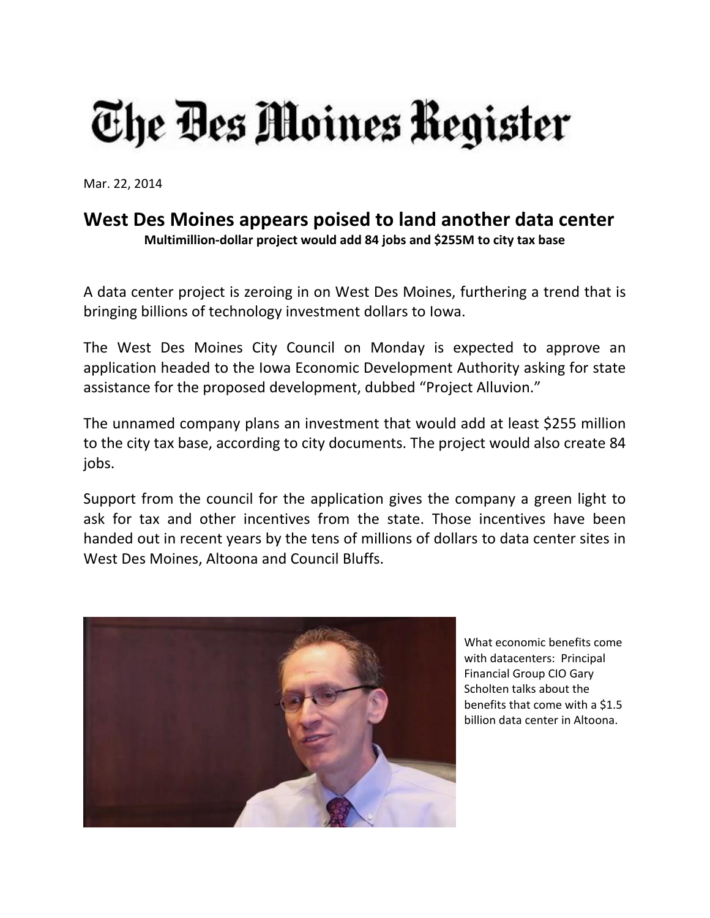# The Des Moines Register

Mar. 22, 2014

## West Des Moines appears poised to land another data center

**Multimillion-dollar project would add 84 jobs and $255M to city tax base**

A data center project is zeroing in on West Des Moines, furthering a trend that is bringing billions of technology investment dollars to Iowa.

The West Des Moines City Council on Monday is expected to approve an application headed to the Iowa Economic Development Authority asking for state assistance for the proposed development, dubbed "Project Alluvion."

The unnamed company plans an investment that would add at least $255 million to the city tax base, according to city documents. The project would also create 84 jobs.

Support from the council for the application gives the company a green light to ask for tax and other incentives from the state. Those incentives have been handed out in recent years by the tens of millions of dollars to data center sites in West Des Moines, Altoona and Council Bluffs.

What economic benefits come with datacenters: Principal Financial Group CIO Gary Scholten talks about the benefits that come with a $1.5 billion data center in Altoona.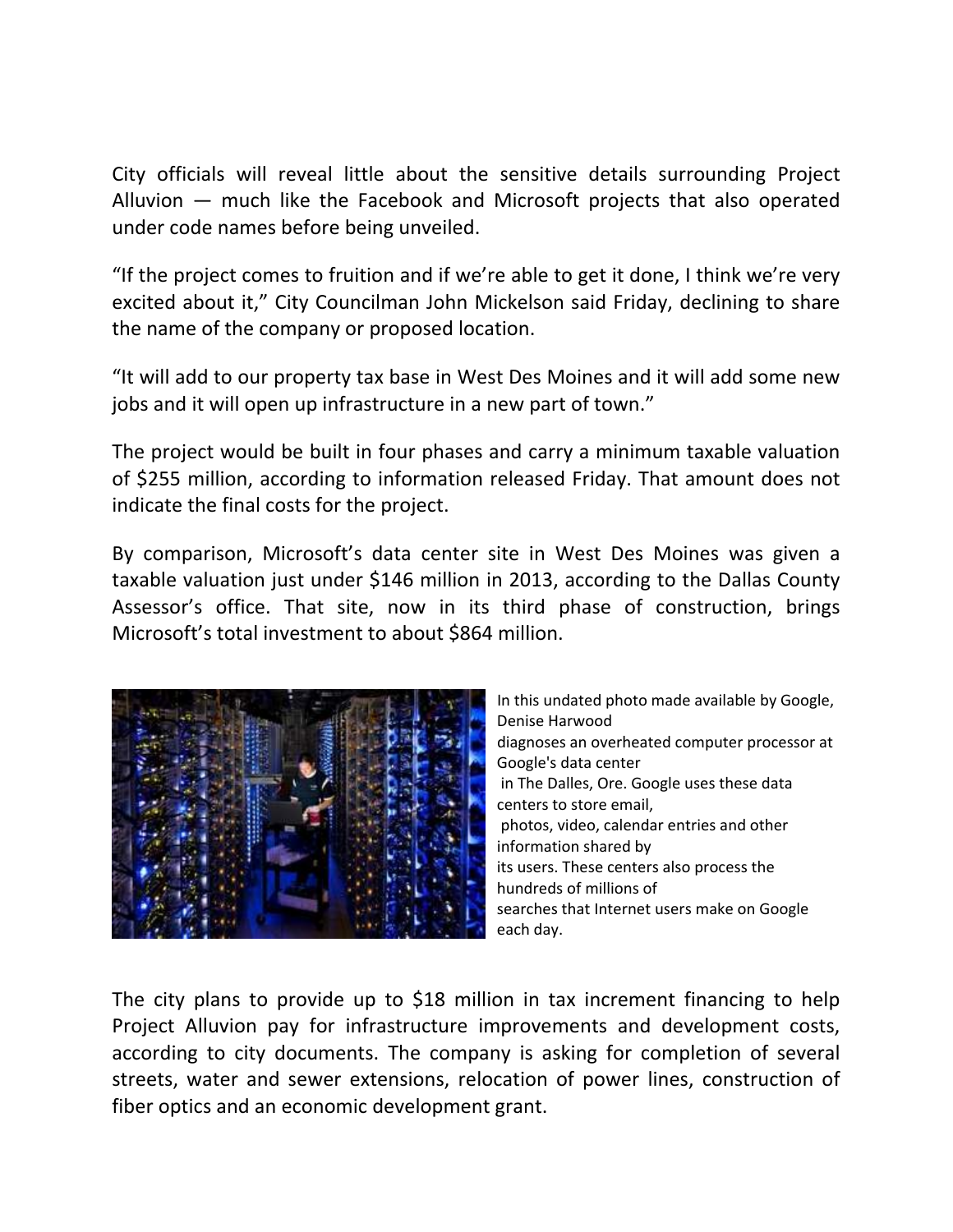City officials will reveal little about the sensitive details surrounding Project Alluvion — much like the Facebook and Microsoft projects that also operated under code names before being unveiled.

"If the project comes to fruition and if we're able to get it done, I think we're very excited about it," City Councilman John Mickelson said Friday, declining to share the name of the company or proposed location.

"It will add to our property tax base in West Des Moines and it will add some new jobs and it will open up infrastructure in a new part of town."

The project would be built in four phases and carry a minimum taxable valuation of $255 million, according to information released Friday. That amount does not indicate the final costs for the project.

By comparison, Microsoft's data center site in West Des Moines was given a taxable valuation just under $146 million in 2013, according to the Dallas County Assessor's office. That site, now in its third phase of construction, brings Microsoft's total investment to about $864 million.

In this undated photo made available by Google, Denise Harwood diagnoses an overheated computer processor at Google's data center in The Dalles, Ore. Google uses these data centers to store email, photos, video, calendar entries and other information shared by its users. These centers also process the hundreds of millions of searches that Internet users make on Google each day.

The city plans to provide up to $18 million in tax increment financing to help Project Alluvion pay for infrastructure improvements and development costs, according to city documents. The company is asking for completion of several streets, water and sewer extensions, relocation of power lines, construction of fiber optics and an economic development grant.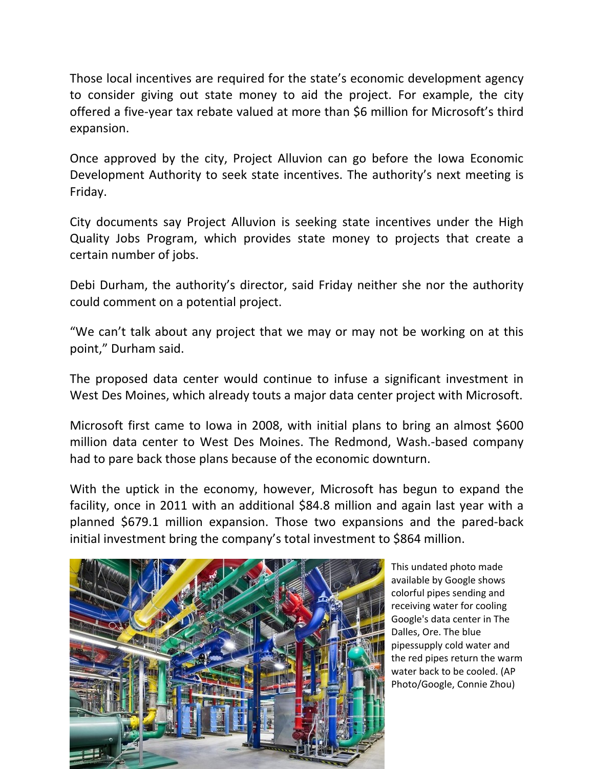Those local incentives are required for the state's economic development agency to consider giving out state money to aid the project. For example, the city offered a five-year tax rebate valued at more than $6 million for Microsoft's third expansion.

Once approved by the city, Project Alluvion can go before the Iowa Economic Development Authority to seek state incentives. The authority's next meeting is Friday.

City documents say Project Alluvion is seeking state incentives under the High Quality Jobs Program, which provides state money to projects that create a certain number of jobs.

Debi Durham, the authority's director, said Friday neither she nor the authority could comment on a potential project.

"We can't talk about any project that we may or may not be working on at this point," Durham said.

The proposed data center would continue to infuse a significant investment in West Des Moines, which already touts a major data center project with Microsoft.

Microsoft first came to Iowa in 2008, with initial plans to bring an almost $600 million data center to West Des Moines. The Redmond, Wash.-based company had to pare back those plans because of the economic downturn.

With the uptick in the economy, however, Microsoft has begun to expand the facility, once in 2011 with an additional $84.8 million and again last year with a planned $679.1 million expansion. Those two expansions and the pared-back initial investment bring the company's total investment to $864 million.

This undated photo made available by Google shows colorful pipes sending and receiving water for cooling Google's data center in The Dalles, Ore. The blue pipessupply cold water and the red pipes return the warm water back to be cooled. (AP Photo/Google, Connie Zhou)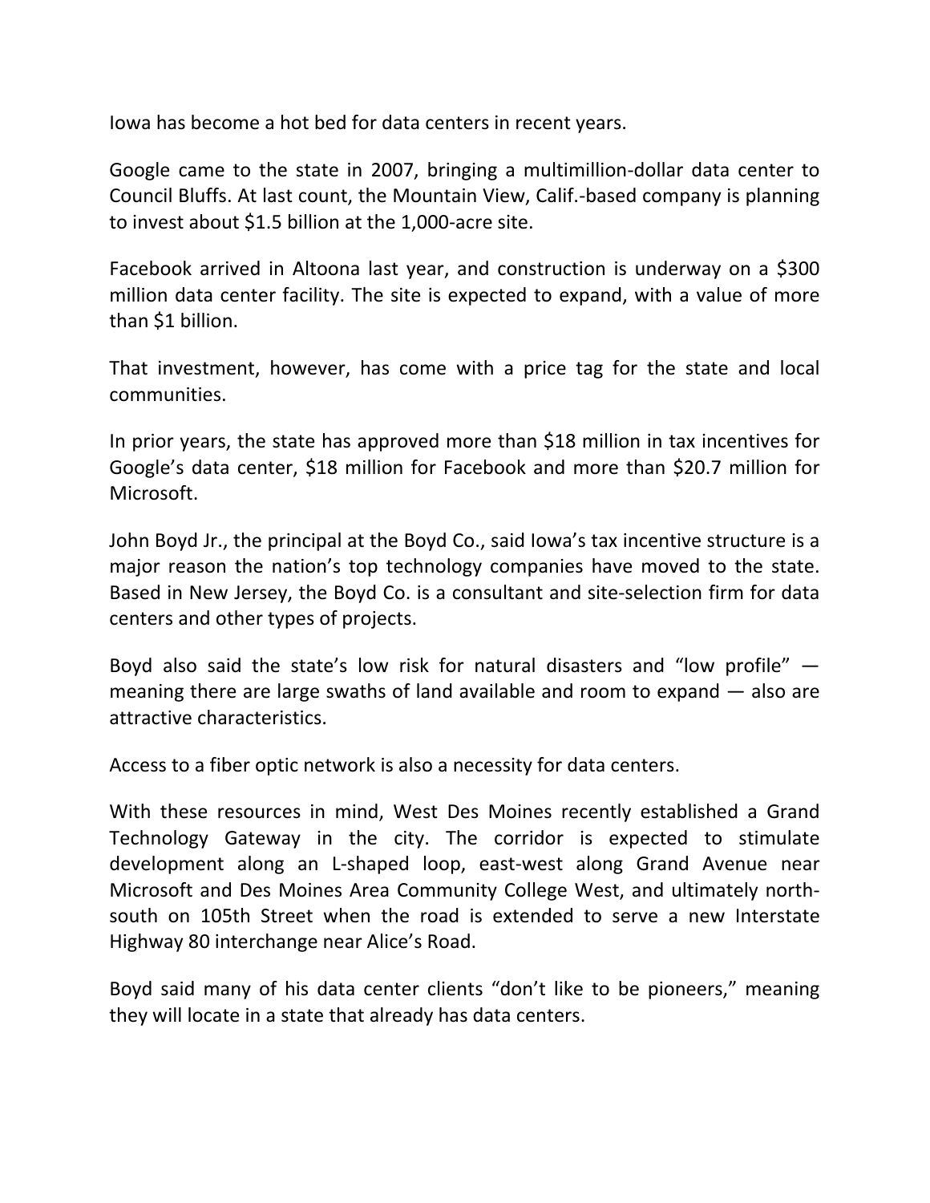Iowa has become a hot bed for data centers in recent years.

Google came to the state in 2007, bringing a multimillion-dollar data center to Council Bluffs. At last count, the Mountain View, Calif.-based company is planning to invest about $1.5 billion at the 1,000-acre site.

Facebook arrived in Altoona last year, and construction is underway on a $300 million data center facility. The site is expected to expand, with a value of more than $1 billion.

That investment, however, has come with a price tag for the state and local communities.

In prior years, the state has approved more than $18 million in tax incentives for Google's data center, $18 million for Facebook and more than $20.7 million for Microsoft.

John Boyd Jr., the principal at the Boyd Co., said Iowa's tax incentive structure is a major reason the nation's top technology companies have moved to the state. Based in New Jersey, the Boyd Co. is a consultant and site-selection firm for data centers and other types of projects.

Boyd also said the state's low risk for natural disasters and "low profile" — meaning there are large swaths of land available and room to expand — also are attractive characteristics.

Access to a fiber optic network is also a necessity for data centers.

With these resources in mind, West Des Moines recently established a Grand Technology Gateway in the city. The corridor is expected to stimulate development along an L-shaped loop, east-west along Grand Avenue near Microsoft and Des Moines Area Community College West, and ultimately north-south on 105th Street when the road is extended to serve a new Interstate Highway 80 interchange near Alice's Road.

Boyd said many of his data center clients "don't like to be pioneers," meaning they will locate in a state that already has data centers.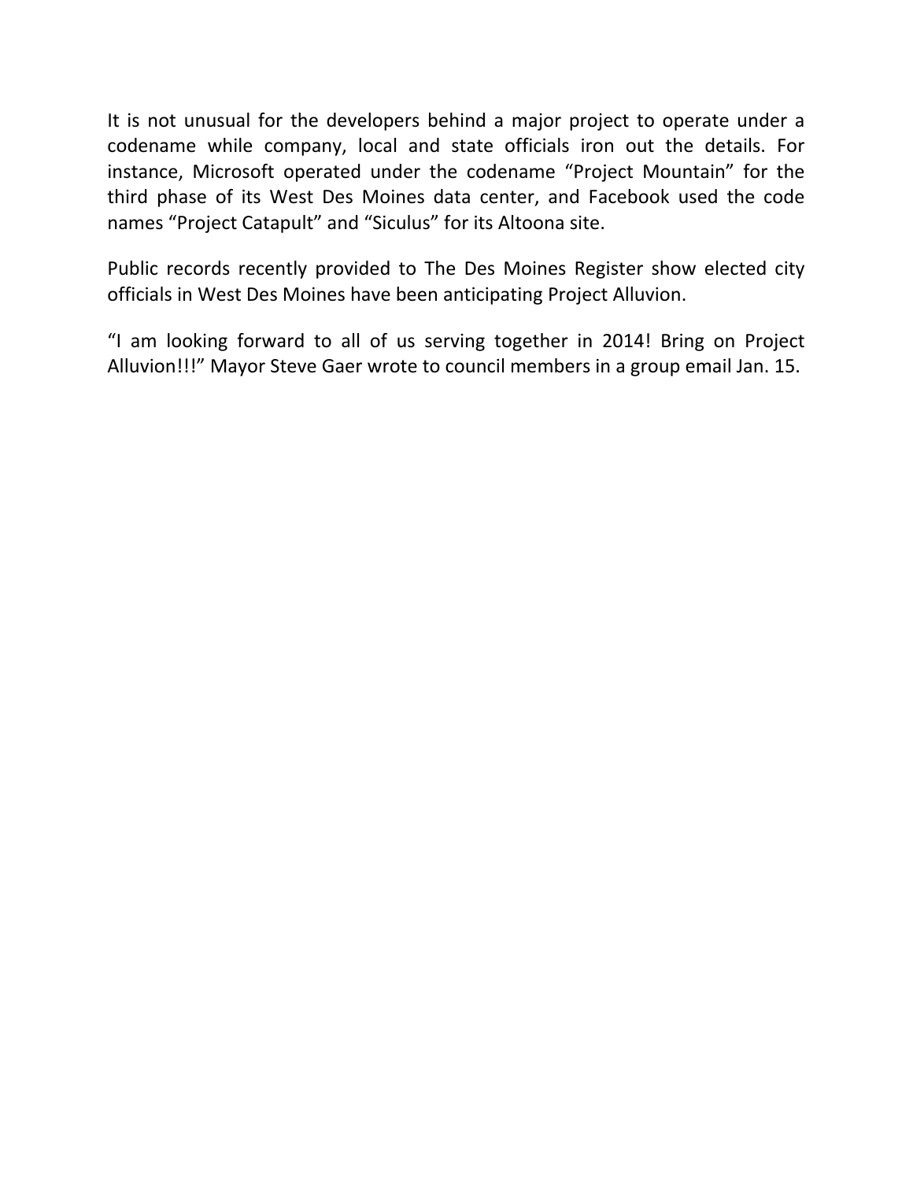It is not unusual for the developers behind a major project to operate under a codename while company, local and state officials iron out the details. For instance, Microsoft operated under the codename "Project Mountain" for the third phase of its West Des Moines data center, and Facebook used the code names "Project Catapult" and "Siculus" for its Altoona site.

Public records recently provided to The Des Moines Register show elected city officials in West Des Moines have been anticipating Project Alluvion.

"I am looking forward to all of us serving together in 2014! Bring on Project Alluvion!!!" Mayor Steve Gaer wrote to council members in a group email Jan. 15.